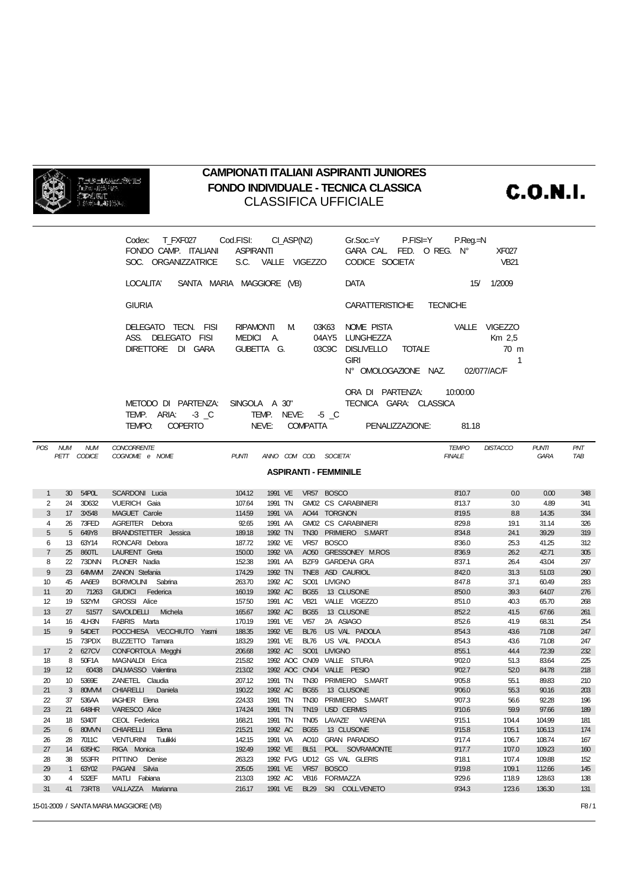# CAMPIONATI ITALIANI ASPIRANTI JUNIORES
## FONDO INDIVIDUALE - TECNICA CLASSICA
### CLASSIFICA UFFICIALE

**C.O.N.I.**

| | | | | | |
|---|---|---|---|---|---|
| Codex: T_FXF027 | Cod.FISI: CI_ASP(N2) | | Gr.Soc.=Y P.FISI=Y P.Reg.=N | | |
| FONDO CAMP. ITALIANI | ASPIRANTI | | GARA CAL. FED. O REG. N° | XF027 | |
| SOC. ORGANIZZATRICE | S.C. VALLE VIGEZZO | | CODICE SOCIETA' | VB21 | |
| LOCALITA' | SANTA MARIA MAGGIORE (VB) | | DATA | 15/ 1/2009 | |
| GIURIA | | | CARATTERISTICHE TECNICHE | | |
| DELEGATO TECN. FISI | RIPAMONTI M. | 03K63 | NOME PISTA | VALLE VIGEZZO | |
| ASS. DELEGATO FISI | MEDICI A. | 04AY5 | LUNGHEZZA | Km 2,5 | |
| DIRETTORE DI GARA | GUBETTA G. | 03C9C | DISLIVELLO TOTALE | 70 m | |
| | | | GIRI | 1 | |
| | | | N° OMOLOGAZIONE NAZ. | 02/077/AC/F | |
| | | | ORA DI PARTENZA: | 10:00:00 | |
| METODO DI PARTENZA: | SINGOLA A 30" | | TECNICA GARA: CLASSICA | | |
| TEMP. ARIA: -3 _C | TEMP. NEVE: -5 _C | | | | |
| TEMPO: COPERTO | NEVE: COMPATTA | | PENALIZZAZIONE: | 81.18 | |

**ASPIRANTI - FEMMINILE**

| POS | NUM PETT | NUM CODICE | CONCORRENTE COGNOME e NOME | PUNTI | ANNO | COM | COD. | SOCIETA' | TEMPO FINALE | DISTACCO | PUNTI GARA | PNT TAB |
|---|---|---|---|---|---|---|---|---|---|---|---|---|
| 1 | 30 | 54P0L | SCARDONI Lucia | 104.12 | 1991 | VE | VR57 | BOSCO | 8'10.7 | 0.0 | 0.00 | 348 |
| 2 | 24 | 3D632 | VUERICH Gaia | 107.64 | 1991 | TN | GM02 | CS CARABINIERI | 8'13.7 | 3.0 | 4.89 | 341 |
| 3 | 17 | 3X548 | MAGUET Carole | 114.59 | 1991 | VA | AO44 | TORGNON | 8'19.5 | 8.8 | 14.35 | 334 |
| 4 | 26 | 73FED | AGREITER Debora | 92.65 | 1991 | AA | GM02 | CS CARABINIERI | 8'29.8 | 19.1 | 31.14 | 326 |
| 5 | 5 | 649Y8 | BRANDSTETTER Jessica | 189.18 | 1992 | TN | TN30 | PRIMIERO S.MART | 8'34.8 | 24.1 | 39.29 | 319 |
| 6 | 13 | 63Y14 | RONCARI Debora | 187.72 | 1992 | VE | VR57 | BOSCO | 8'36.0 | 25.3 | 41.25 | 312 |
| 7 | 25 | 860TL | LAURENT Greta | 150.00 | 1992 | VA | AO50 | GRESSONEY M.ROS | 8'36.9 | 26.2 | 42.71 | 305 |
| 8 | 22 | 73DNN | PLONER Nadia | 152.38 | 1991 | AA | BZF9 | GARDENA GRA | 8'37.1 | 26.4 | 43.04 | 297 |
| 9 | 23 | 64MWM | ZANON Stefania | 174.29 | 1992 | TN | TNE8 | ASD CAURIOL | 8'42.0 | 31.3 | 51.03 | 290 |
| 10 | 45 | AA6E9 | BORMOLINI Sabrina | 263.70 | 1992 | AC | SO01 | LIVIGNO | 8'47.8 | 37.1 | 60.49 | 283 |
| 11 | 20 | 71263 | GIUDICI Federica | 160.19 | 1992 | AC | BG55 | 13 CLUSONE | 8'50.0 | 39.3 | 64.07 | 276 |
| 12 | 19 | 532YM | GROSSI Alice | 157.50 | 1991 | AC | VB21 | VALLE VIGEZZO | 8'51.0 | 40.3 | 65.70 | 268 |
| 13 | 27 | 51577 | SAVOLDELLI Michela | 165.67 | 1992 | AC | BG55 | 13 CLUSONE | 8'52.2 | 41.5 | 67.66 | 261 |
| 14 | 16 | 4LH3N | FABRIS Marta | 170.19 | 1991 | VE | VI57 | 2A ASIAGO | 8'52.6 | 41.9 | 68.31 | 254 |
| 15 | 9 | 54DET | POCCHIESA VECCHIUTO Yasmi | 188.35 | 1992 | VE | BL76 | US VAL PADOLA | 8'54.3 | 43.6 | 71.08 | 247 |
| | 15 | 73PDX | BUZZETTO Tamara | 183.29 | 1991 | VE | BL76 | US VAL PADOLA | 8'54.3 | 43.6 | 71.08 | 247 |
| 17 | 2 | 627CV | CONFORTOLA Megghi | 206.68 | 1992 | AC | SO01 | LIVIGNO | 8'55.1 | 44.4 | 72.39 | 232 |
| 18 | 8 | 50F1A | MAGNALDI Erica | 215.82 | 1992 | AOC | CN09 | VALLE STURA | 9'02.0 | 51.3 | 83.64 | 225 |
| 19 | 12 | 60438 | DALMASSO Valentina | 213.02 | 1992 | AOC | CN04 | VALLE PESIO | 9'02.7 | 52.0 | 84.78 | 218 |
| 20 | 10 | 5369E | ZANETEL Claudia | 207.12 | 1991 | TN | TN30 | PRIMIERO S.MART | 9'05.8 | 55.1 | 89.83 | 210 |
| 21 | 3 | 80MVM | CHIARELLI Daniela | 190.22 | 1992 | AC | BG55 | 13 CLUSONE | 9'06.0 | 55.3 | 90.16 | 203 |
| 22 | 37 | 536AA | IAGHER Elena | 224.33 | 1991 | TN | TN30 | PRIMIERO S.MART | 9'07.3 | 56.6 | 92.28 | 196 |
| 23 | 21 | 648HR | VARESCO Alice | 174.24 | 1991 | TN | TN19 | USD CERMIS | 9'10.6 | 59.9 | 97.66 | 189 |
| 24 | 18 | 5340T | CEOL Federica | 168.21 | 1991 | TN | TN05 | LAVAZE' VARENA | 9'15.1 | 1'04.4 | 104.99 | 181 |
| 25 | 6 | 80MVN | CHIARELLI Elena | 215.21 | 1992 | AC | BG55 | 13 CLUSONE | 9'15.8 | 1'05.1 | 106.13 | 174 |
| 26 | 28 | 7011C | VENTURINI Tuulikki | 142.15 | 1991 | VA | AO10 | GRAN PARADISO | 9'17.4 | 1'06.7 | 108.74 | 167 |
| 27 | 14 | 635HC | RIGA Monica | 192.49 | 1992 | VE | BL51 | POL SOVRAMONTE | 9'17.7 | 1'07.0 | 109.23 | 160 |
| 28 | 38 | 553FR | PITTINO Denise | 263.23 | 1992 | FVG | UD12 | GS VAL GLERIS | 9'18.1 | 1'07.4 | 109.88 | 152 |
| 29 | 1 | 63Y02 | PAGANI Silvia | 205.05 | 1991 | VE | VR57 | BOSCO | 9'19.8 | 1'09.1 | 112.66 | 145 |
| 30 | 4 | 532EF | MATLI Fabiana | 213.03 | 1992 | AC | VB16 | FORMAZZA | 9'29.6 | 1'18.9 | 128.63 | 138 |
| 31 | 41 | 73RT8 | VALLAZZA Marianna | 216.17 | 1991 | VE | BL29 | SKI COLL.VENETO | 9'34.3 | 1'23.6 | 136.30 | 131 |

15-01-2009 / SANTA MARIA MAGGIORE (VB)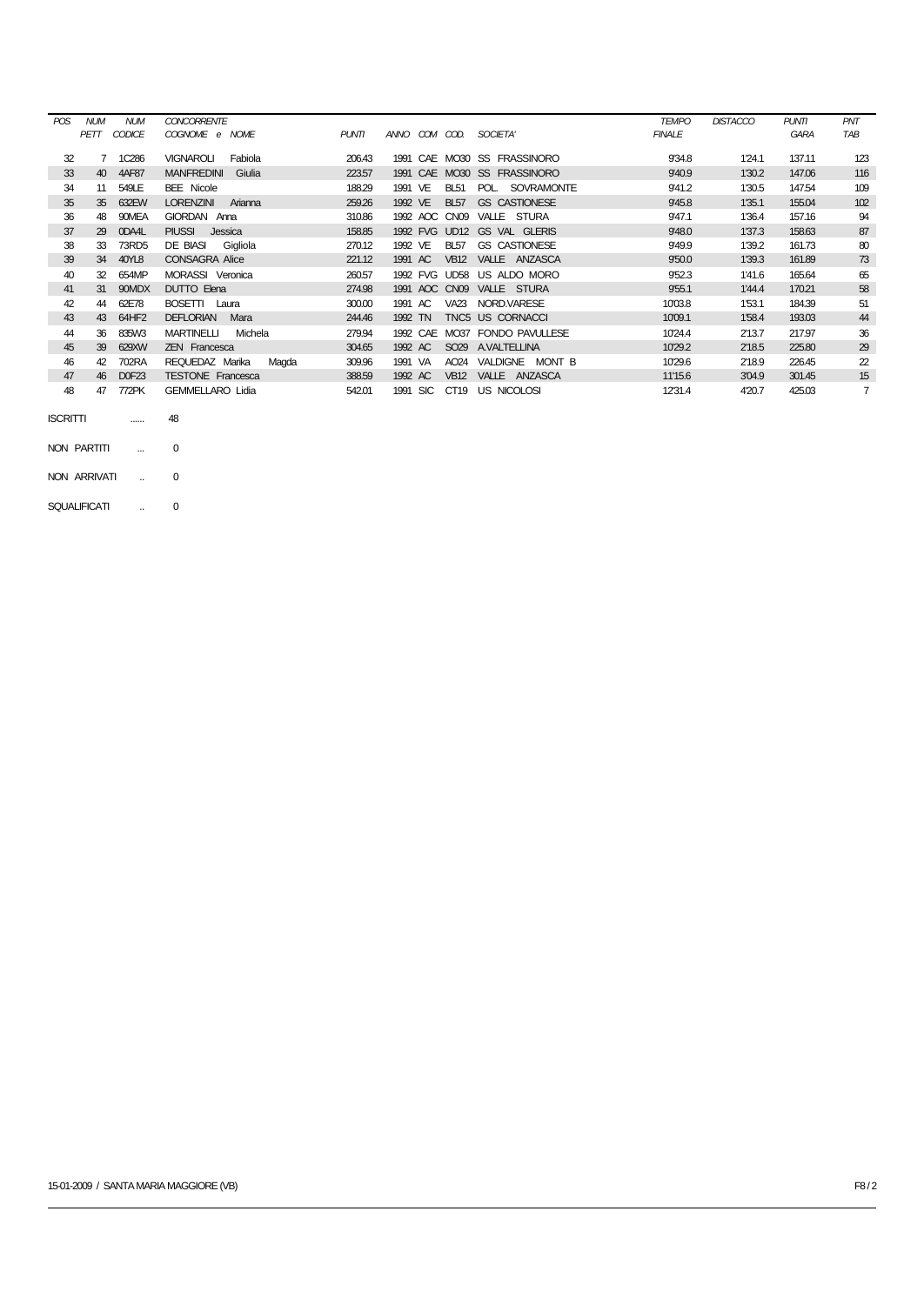| POS | NUM PETT | NUM CODICE | CONCORRENTE COGNOME e NOME | PUNTI | ANNO | COM | COD. | SOCIETA' | TEMPO FINALE | DISTACCO | PUNTI GARA | PNT TAB |
|---|---|---|---|---|---|---|---|---|---|---|---|---|
| 32 | 7 | 1C286 | VIGNAROLI Fabiola | 206.43 | 1991 | CAE | MO30 | SS FRASSINORO | 9'34.8 | 1'24.1 | 137.11 | 123 |
| 33 | 40 | 4AF87 | MANFREDINI Giulia | 223.57 | 1991 | CAE | MO30 | SS FRASSINORO | 9'40.9 | 1'30.2 | 147.06 | 116 |
| 34 | 11 | 549LE | BEE Nicole | 188.29 | 1991 | VE | BL51 | POL. SOVRAMONTE | 9'41.2 | 1'30.5 | 147.54 | 109 |
| 35 | 35 | 632EW | LORENZINI Arianna | 259.26 | 1992 | VE | BL57 | GS CASTIONESE | 9'45.8 | 1'35.1 | 155.04 | 102 |
| 36 | 48 | 90MEA | GIORDAN Anna | 310.86 | 1992 | AOC | CN09 | VALLE STURA | 9'47.1 | 1'36.4 | 157.16 | 94 |
| 37 | 29 | 0DA4L | PIUSSI Jessica | 158.85 | 1992 | FVG | UD12 | GS VAL GLERIS | 9'48.0 | 1'37.3 | 158.63 | 87 |
| 38 | 33 | 73RD5 | DE BIASI Gigliola | 270.12 | 1992 | VE | BL57 | GS CASTIONESE | 9'49.9 | 1'39.2 | 161.73 | 80 |
| 39 | 34 | 40YL8 | CONSAGRA Alice | 221.12 | 1991 | AC | VB12 | VALLE ANZASCA | 9'50.0 | 1'39.3 | 161.89 | 73 |
| 40 | 32 | 654MP | MORASSI Veronica | 260.57 | 1992 | FVG | UD58 | US ALDO MORO | 9'52.3 | 1'41.6 | 165.64 | 65 |
| 41 | 31 | 90MDX | DUTTO Elena | 274.98 | 1991 | AOC | CN09 | VALLE STURA | 9'55.1 | 1'44.4 | 170.21 | 58 |
| 42 | 44 | 62E78 | BOSETTI Laura | 300.00 | 1991 | AC | VA23 | NORD.VARESE | 10'03.8 | 1'53.1 | 184.39 | 51 |
| 43 | 43 | 64HF2 | DEFLORIAN Mara | 244.46 | 1992 | TN | TNC5 | US CORNACCI | 10'09.1 | 1'58.4 | 193.03 | 44 |
| 44 | 36 | 835W3 | MARTINELLI Michela | 279.94 | 1992 | CAE | MO37 | FONDO PAVULLESE | 10'24.4 | 2'13.7 | 217.97 | 36 |
| 45 | 39 | 629XW | ZEN Francesca | 304.65 | 1992 | AC | SO29 | A.VALTELLINA | 10'29.2 | 2'18.5 | 225.80 | 29 |
| 46 | 42 | 702RA | REQUEDAZ Marika Magda | 309.96 | 1991 | VA | AO24 | VALDIGNE MONT B | 10'29.6 | 2'18.9 | 226.45 | 22 |
| 47 | 46 | D0F23 | TESTONE Francesca | 388.59 | 1992 | AC | VB12 | VALLE ANZASCA | 11'15.6 | 3'04.9 | 301.45 | 15 |
| 48 | 47 | 772PK | GEMMELLARO Lidia | 542.01 | 1991 | SIC | CT19 | US NICOLOSI | 12'31.4 | 4'20.7 | 425.03 | 7 |

ISCRITTI ...... 48

NON PARTITI ... 0

NON ARRIVATI .. 0

SQUALIFICATI .. 0

15-01-2009 / SANTA MARIA MAGGIORE (VB)